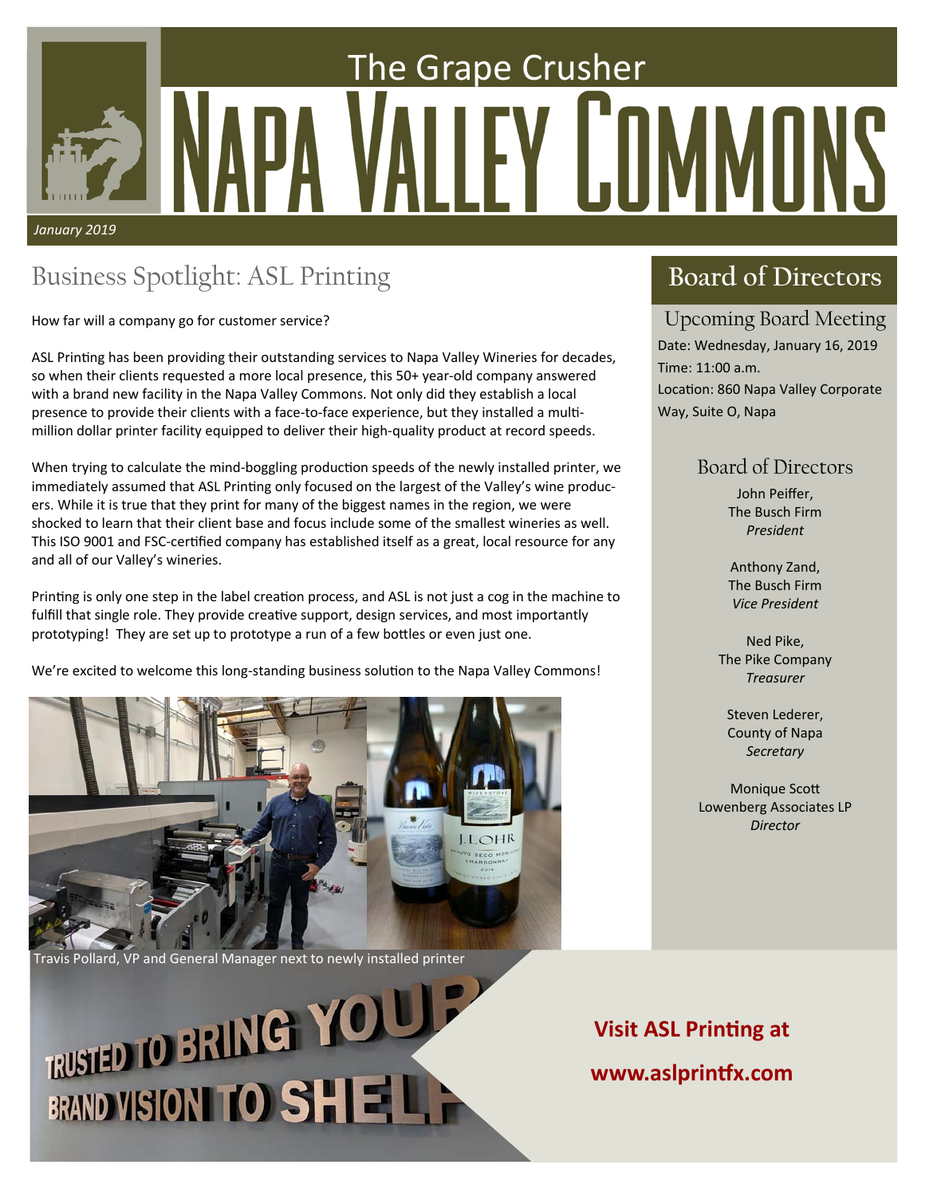# The Grape Crusher

# Napa Valley Commons

*January 2019*

## Business Spotlight: ASL Printing

How far will a company go for customer service?

ASL Printing has been providing their outstanding services to Napa Valley Wineries for decades, so when their clients requested a more local presence, this 50+ year-old company answered with a brand new facility in the Napa Valley Commons. Not only did they establish a local presence to provide their clients with a face-to-face experience, but they installed a multi-million dollar printer facility equipped to deliver their high-quality product at record speeds.

When trying to calculate the mind-boggling production speeds of the newly installed printer, we immediately assumed that ASL Printing only focused on the largest of the Valley's wine producers. While it is true that they print for many of the biggest names in the region, we were shocked to learn that their client base and focus include some of the smallest wineries as well. This ISO 9001 and FSC-certified company has established itself as a great, local resource for any and all of our Valley's wineries.

Printing is only one step in the label creation process, and ASL is not just a cog in the machine to fulfill that single role. They provide creative support, design services, and most importantly prototyping! They are set up to prototype a run of a few bottles or even just one.

We're excited to welcome this long-standing business solution to the Napa Valley Commons!

Travis Pollard, VP and General Manager next to newly installed printer

**Visit ASL Printing at**

**www.aslprintfx.com**

## Board of Directors

### Upcoming Board Meeting

Date: Wednesday, January 16, 2019
Time: 11:00 a.m.
Location: 860 Napa Valley Corporate Way, Suite O, Napa

### Board of Directors

John Peiffer,
The Busch Firm
*President*

Anthony Zand,
The Busch Firm
*Vice President*

Ned Pike,
The Pike Company
*Treasurer*

Steven Lederer,
County of Napa
*Secretary*

Monique Scott
Lowenberg Associates LP
*Director*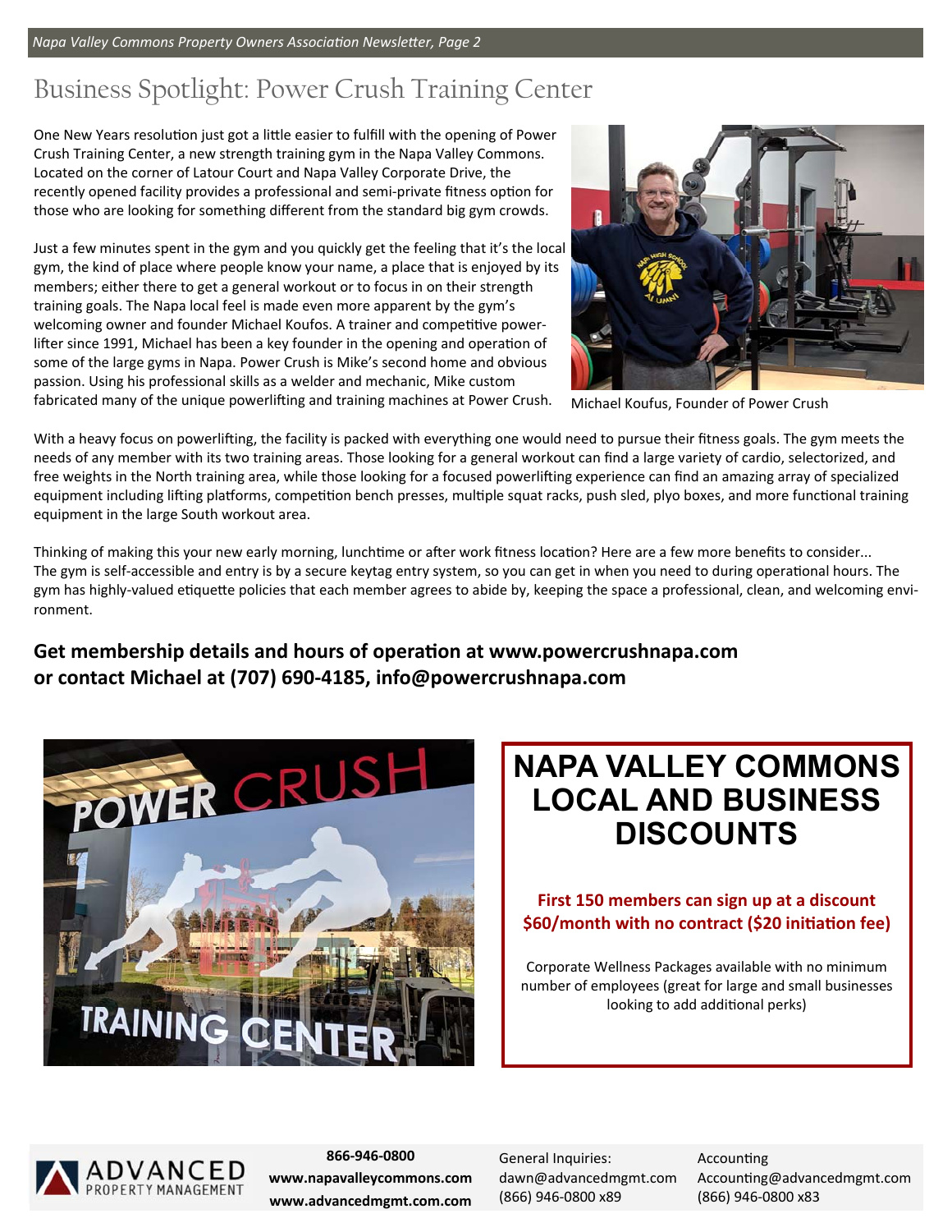# Business Spotlight: Power Crush Training Center

One New Years resolution just got a little easier to fulfill with the opening of Power Crush Training Center, a new strength training gym in the Napa Valley Commons. Located on the corner of Latour Court and Napa Valley Corporate Drive, the recently opened facility provides a professional and semi-private fitness option for those who are looking for something different from the standard big gym crowds.

Just a few minutes spent in the gym and you quickly get the feeling that it's the local gym, the kind of place where people know your name, a place that is enjoyed by its members; either there to get a general workout or to focus in on their strength training goals. The Napa local feel is made even more apparent by the gym's welcoming owner and founder Michael Koufos. A trainer and competitive power-lifter since 1991, Michael has been a key founder in the opening and operation of some of the large gyms in Napa. Power Crush is Mike's second home and obvious passion. Using his professional skills as a welder and mechanic, Mike custom fabricated many of the unique powerlifting and training machines at Power Crush.

Michael Koufus, Founder of Power Crush

With a heavy focus on powerlifting, the facility is packed with everything one would need to pursue their fitness goals. The gym meets the needs of any member with its two training areas. Those looking for a general workout can find a large variety of cardio, selectorized, and free weights in the North training area, while those looking for a focused powerlifting experience can find an amazing array of specialized equipment including lifting platforms, competition bench presses, multiple squat racks, push sled, plyo boxes, and more functional training equipment in the large South workout area.

Thinking of making this your new early morning, lunchtime or after work fitness location? Here are a few more benefits to consider... The gym is self-accessible and entry is by a secure keytag entry system, so you can get in when you need to during operational hours. The gym has highly-valued etiquette policies that each member agrees to abide by, keeping the space a professional, clean, and welcoming environment.

**Get membership details and hours of operation at www.powercrushnapa.com or contact Michael at (707) 690-4185, info@powercrushnapa.com**

## NAPA VALLEY COMMONS LOCAL AND BUSINESS DISCOUNTS

**First 150 members can sign up at a discount $60/month with no contract ($20 initiation fee)**

Corporate Wellness Packages available with no minimum number of employees (great for large and small businesses looking to add additional perks)

ADVANCED PROPERTY MANAGEMENT

**866-946-0800**
**www.napavalleycommons.com**
**www.advancedmgmt.com.com**

General Inquiries:
dawn@advancedmgmt.com
(866) 946-0800 x89

Accounting
Accounting@advancedmgmt.com
(866) 946-0800 x83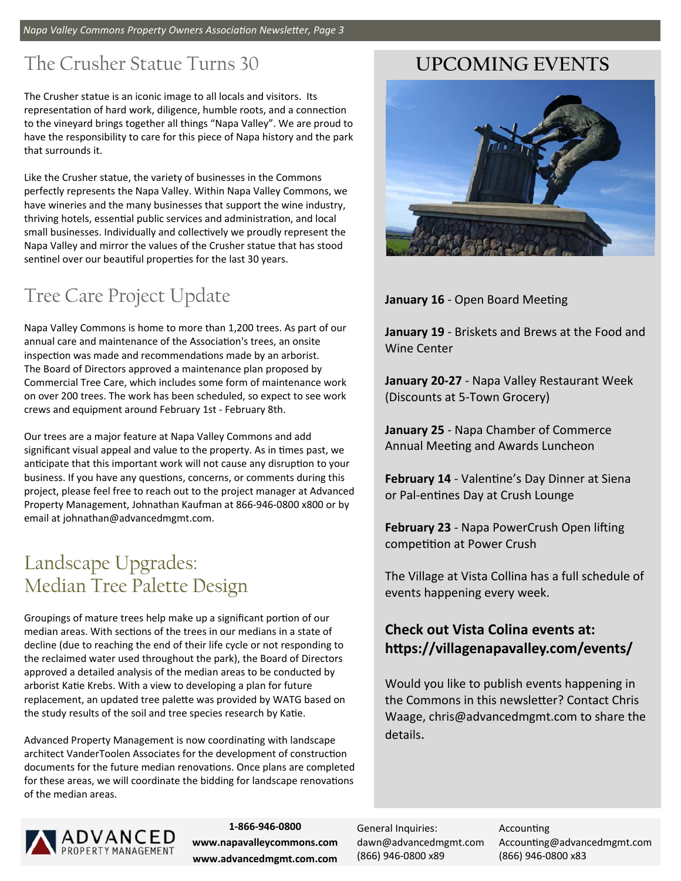## The Crusher Statue Turns 30

The Crusher statue is an iconic image to all locals and visitors. Its representation of hard work, diligence, humble roots, and a connection to the vineyard brings together all things "Napa Valley". We are proud to have the responsibility to care for this piece of Napa history and the park that surrounds it.

Like the Crusher statue, the variety of businesses in the Commons perfectly represents the Napa Valley. Within Napa Valley Commons, we have wineries and the many businesses that support the wine industry, thriving hotels, essential public services and administration, and local small businesses. Individually and collectively we proudly represent the Napa Valley and mirror the values of the Crusher statue that has stood sentinel over our beautiful properties for the last 30 years.

## Tree Care Project Update

Napa Valley Commons is home to more than 1,200 trees. As part of our annual care and maintenance of the Association's trees, an onsite inspection was made and recommendations made by an arborist. The Board of Directors approved a maintenance plan proposed by Commercial Tree Care, which includes some form of maintenance work on over 200 trees. The work has been scheduled, so expect to see work crews and equipment around February 1st - February 8th.

Our trees are a major feature at Napa Valley Commons and add significant visual appeal and value to the property. As in times past, we anticipate that this important work will not cause any disruption to your business. If you have any questions, concerns, or comments during this project, please feel free to reach out to the project manager at Advanced Property Management, Johnathan Kaufman at 866-946-0800 x800 or by email at johnathan@advancedmgmt.com.

## Landscape Upgrades: Median Tree Palette Design

Groupings of mature trees help make up a significant portion of our median areas. With sections of the trees in our medians in a state of decline (due to reaching the end of their life cycle or not responding to the reclaimed water used throughout the park), the Board of Directors approved a detailed analysis of the median areas to be conducted by arborist Katie Krebs. With a view to developing a plan for future replacement, an updated tree palette was provided by WATG based on the study results of the soil and tree species research by Katie.

Advanced Property Management is now coordinating with landscape architect VanderToolen Associates for the development of construction documents for the future median renovations. Once plans are completed for these areas, we will coordinate the bidding for landscape renovations of the median areas.

## UPCOMING EVENTS

**January 16** - Open Board Meeting

**January 19** - Briskets and Brews at the Food and Wine Center

**January 20-27** - Napa Valley Restaurant Week (Discounts at 5-Town Grocery)

**January 25** - Napa Chamber of Commerce Annual Meeting and Awards Luncheon

**February 14** - Valentine's Day Dinner at Siena or Pal-entines Day at Crush Lounge

**February 23** - Napa PowerCrush Open lifting competition at Power Crush

The Village at Vista Collina has a full schedule of events happening every week.

**Check out Vista Colina events at: https://villagenapavalley.com/events/**

Would you like to publish events happening in the Commons in this newsletter? Contact Chris Waage, chris@advancedmgmt.com to share the details.

ADVANCED PROPERTY MANAGEMENT

**1-866-946-0800**
**www.napavalleycommons.com**
**www.advancedmgmt.com.com**

General Inquiries:
dawn@advancedmgmt.com
(866) 946-0800 x89

Accounting
Accounting@advancedmgmt.com
(866) 946-0800 x83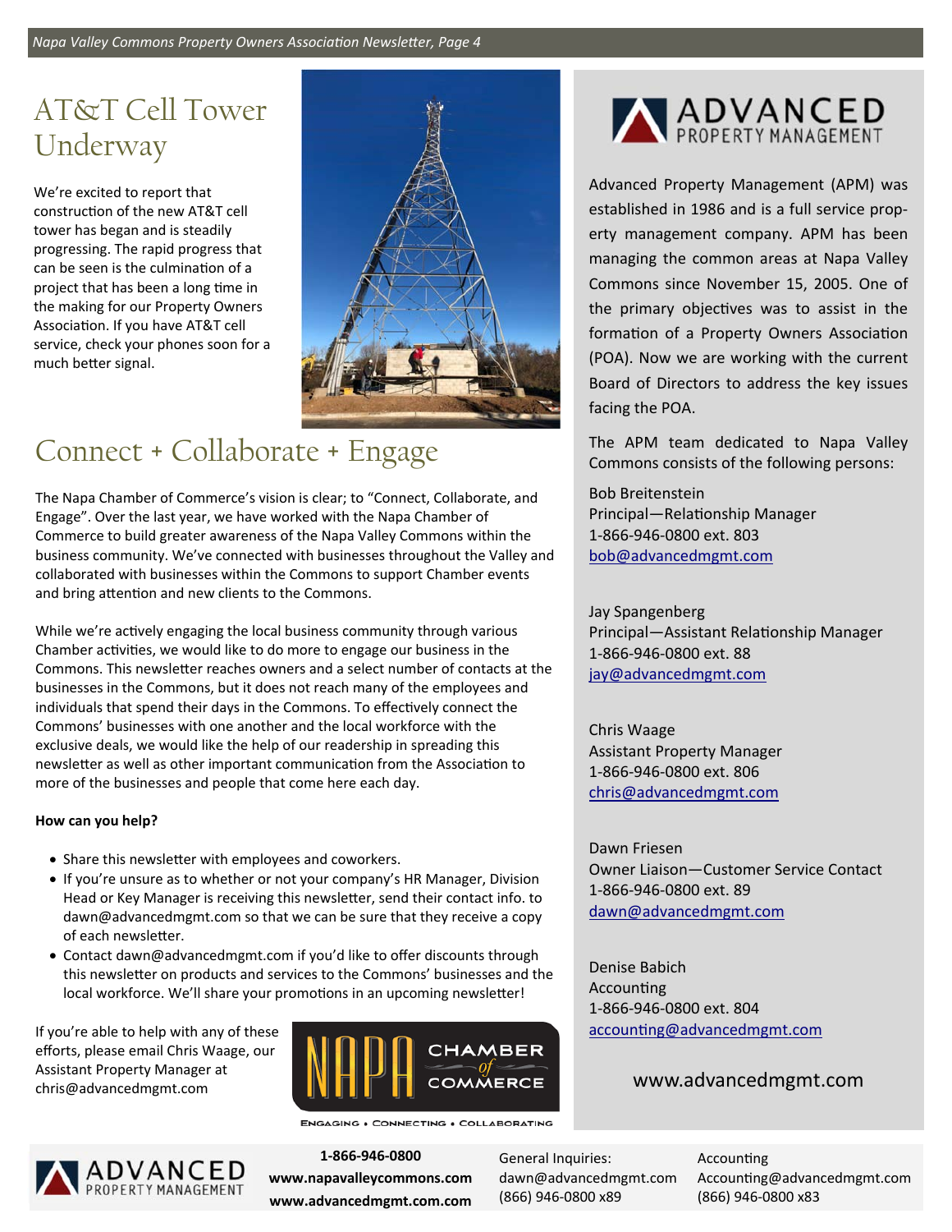# AT&T Cell Tower Underway

We're excited to report that construction of the new AT&T cell tower has began and is steadily progressing. The rapid progress that can be seen is the culmination of a project that has been a long time in the making for our Property Owners Association. If you have AT&T cell service, check your phones soon for a much better signal.

# Connect + Collaborate + Engage

The Napa Chamber of Commerce's vision is clear; to "Connect, Collaborate, and Engage". Over the last year, we have worked with the Napa Chamber of Commerce to build greater awareness of the Napa Valley Commons within the business community. We've connected with businesses throughout the Valley and collaborated with businesses within the Commons to support Chamber events and bring attention and new clients to the Commons.

While we're actively engaging the local business community through various Chamber activities, we would like to do more to engage our business in the Commons. This newsletter reaches owners and a select number of contacts at the businesses in the Commons, but it does not reach many of the employees and individuals that spend their days in the Commons. To effectively connect the Commons' businesses with one another and the local workforce with the exclusive deals, we would like the help of our readership in spreading this newsletter as well as other important communication from the Association to more of the businesses and people that come here each day.

**How can you help?**

- Share this newsletter with employees and coworkers.
- If you're unsure as to whether or not your company's HR Manager, Division Head or Key Manager is receiving this newsletter, send their contact info. to dawn@advancedmgmt.com so that we can be sure that they receive a copy of each newsletter.
- Contact dawn@advancedmgmt.com if you'd like to offer discounts through this newsletter on products and services to the Commons' businesses and the local workforce. We'll share your promotions in an upcoming newsletter!

If you're able to help with any of these efforts, please email Chris Waage, our Assistant Property Manager at chris@advancedmgmt.com

NAPA CHAMBER of COMMERCE

ENGAGING • CONNECTING • COLLABORATING

ADVANCED PROPERTY MANAGEMENT

Advanced Property Management (APM) was established in 1986 and is a full service property management company. APM has been managing the common areas at Napa Valley Commons since November 15, 2005. One of the primary objectives was to assist in the formation of a Property Owners Association (POA). Now we are working with the current Board of Directors to address the key issues facing the POA.

The APM team dedicated to Napa Valley Commons consists of the following persons:

Bob Breitenstein
Principal—Relationship Manager
1-866-946-0800 ext. 803
bob@advancedmgmt.com

Jay Spangenberg
Principal—Assistant Relationship Manager
1-866-946-0800 ext. 88
jay@advancedmgmt.com

Chris Waage
Assistant Property Manager
1-866-946-0800 ext. 806
chris@advancedmgmt.com

Dawn Friesen
Owner Liaison—Customer Service Contact
1-866-946-0800 ext. 89
dawn@advancedmgmt.com

Denise Babich
Accounting
1-866-946-0800 ext. 804
accounting@advancedmgmt.com

www.advancedmgmt.com

ADVANCED PROPERTY MANAGEMENT

**1-866-946-0800**
**www.napavalleycommons.com**
**www.advancedmgmt.com.com**

General Inquiries:
dawn@advancedmgmt.com
(866) 946-0800 x89

Accounting
Accounting@advancedmgmt.com
(866) 946-0800 x83